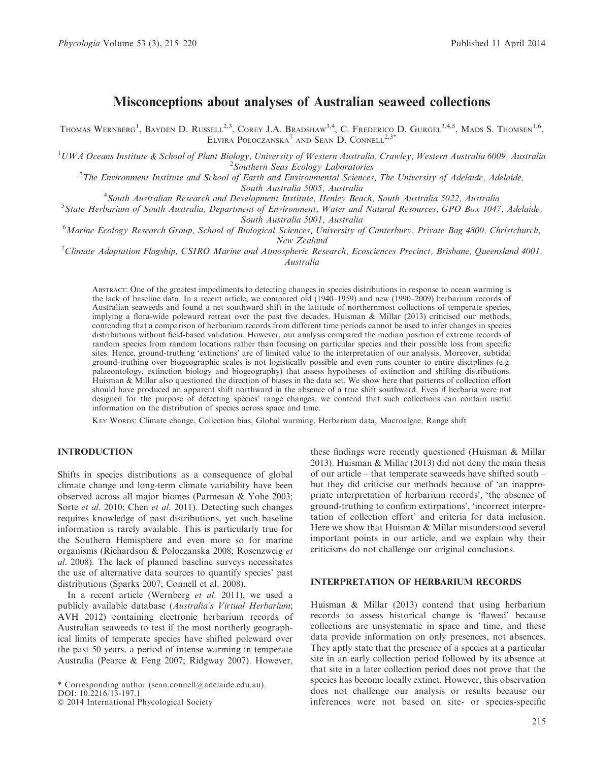# Misconceptions about analyses of Australian seaweed collections

Thomas Wernberg[1], Bayden D. Russell[2,3], Corey J.A. Bradshaw[3,4], C. Frederico D. Gurgel[3,4,5], Mads S. Thomsen[1,6], Elvira Poloczanska[7] and Sean D. Connell[2,3]*

[1]UWA Oceans Institute & School of Plant Biology, University of Western Australia, Crawley, Western Australia 6009, Australia
[2]Southern Seas Ecology Laboratories
[3]The Environment Institute and School of Earth and Environmental Sciences, The University of Adelaide, Adelaide, South Australia 5005, Australia
[4]South Australian Research and Development Institute, Henley Beach, South Australia 5022, Australia
[5]State Herbarium of South Australia, Department of Environment, Water and Natural Resources, GPO Box 1047, Adelaide, South Australia 5001, Australia
[6]Marine Ecology Research Group, School of Biological Sciences, University of Canterbury, Private Bag 4800, Christchurch, New Zealand
[7]Climate Adaptation Flagship, CSIRO Marine and Atmospheric Research, Ecosciences Precinct, Brisbane, Queensland 4001, Australia

Abstract: One of the greatest impediments to detecting changes in species distributions in response to ocean warming is the lack of baseline data. In a recent article, we compared old (1940–1959) and new (1990–2009) herbarium records of Australian seaweeds and found a net southward shift in the latitude of northernmost collections of temperate species, implying a flora-wide poleward retreat over the past five decades. Huisman & Millar (2013) criticised our methods, contending that a comparison of herbarium records from different time periods cannot be used to infer changes in species distributions without field-based validation. However, our analysis compared the median position of extreme records of random species from random locations rather than focusing on particular species and their possible loss from specific sites. Hence, ground-truthing 'extinctions' are of limited value to the interpretation of our analysis. Moreover, subtidal ground-truthing over biogeographic scales is not logistically possible and even runs counter to entire disciplines (e.g. palaeontology, extinction biology and biogeography) that assess hypotheses of extinction and shifting distributions. Huisman & Millar also questioned the direction of biases in the data set. We show here that patterns of collection effort should have produced an apparent shift northward in the absence of a true shift southward. Even if herbaria were not designed for the purpose of detecting species' range changes, we contend that such collections can contain useful information on the distribution of species across space and time.

Key Words: Climate change, Collection bias, Global warming, Herbarium data, Macroalgae, Range shift

## INTRODUCTION

Shifts in species distributions as a consequence of global climate change and long-term climate variability have been observed across all major biomes (Parmesan & Yohe 2003; Sorte *et al*. 2010; Chen *et al*. 2011). Detecting such changes requires knowledge of past distributions, yet such baseline information is rarely available. This is particularly true for the Southern Hemisphere and even more so for marine organisms (Richardson & Poloczanska 2008; Rosenzweig *et al*. 2008). The lack of planned baseline surveys necessitates the use of alternative data sources to quantify species' past distributions (Sparks 2007; Connell et al. 2008).

In a recent article (Wernberg *et al*. 2011), we used a publicly available database (*Australia's Virtual Herbarium*; AVH 2012) containing electronic herbarium records of Australian seaweeds to test if the most northerly geographical limits of temperate species have shifted poleward over the past 50 years, a period of intense warming in temperate Australia (Pearce & Feng 2007; Ridgway 2007). However, these findings were recently questioned (Huisman & Millar 2013). Huisman & Millar (2013) did not deny the main thesis of our article – that temperate seaweeds have shifted south – but they did criticise our methods because of 'an inappropriate interpretation of herbarium records', 'the absence of ground-truthing to confirm extirpations', 'incorrect interpretation of collection effort' and criteria for data inclusion. Here we show that Huisman & Millar misunderstood several important points in our article, and we explain why their criticisms do not challenge our original conclusions.

## INTERPRETATION OF HERBARIUM RECORDS

Huisman & Millar (2013) contend that using herbarium records to assess historical change is 'flawed' because collections are unsystematic in space and time, and these data provide information on only presences, not absences. They aptly state that the presence of a species at a particular site in an early collection period followed by its absence at that site in a later collection period does not prove that the species has become locally extinct. However, this observation does not challenge our analysis or results because our inferences were not based on site- or species-specific

* Corresponding author (sean.connell@adelaide.edu.au).
DOI: 10.2216/13-197.1
© 2014 International Phycological Society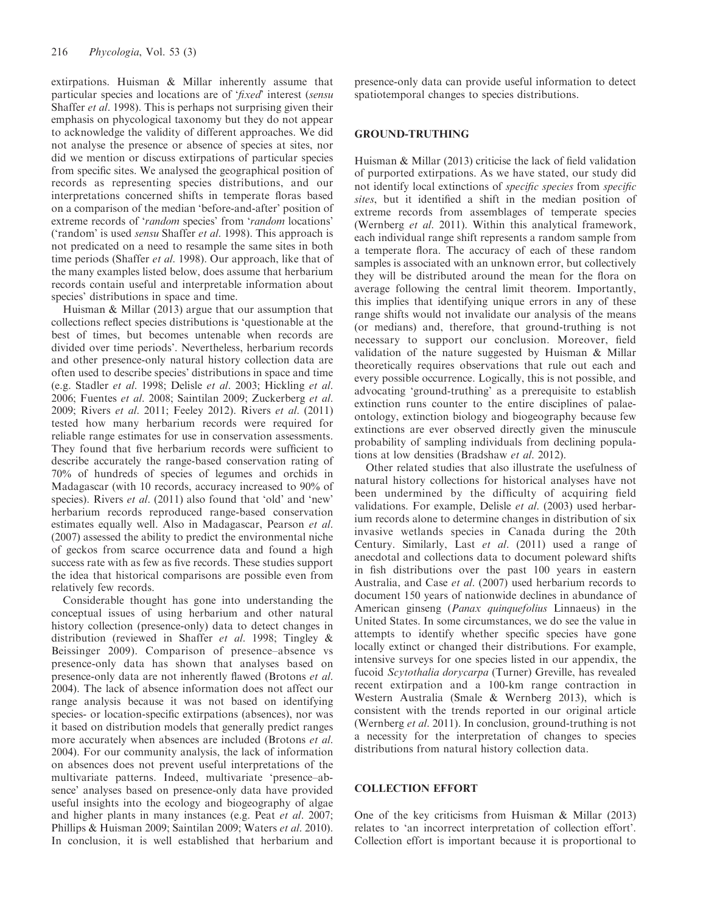extirpations. Huisman & Millar inherently assume that particular species and locations are of '*fixed*' interest (*sensu* Shaffer *et al*. 1998). This is perhaps not surprising given their emphasis on phycological taxonomy but they do not appear to acknowledge the validity of different approaches. We did not analyse the presence or absence of species at sites, nor did we mention or discuss extirpations of particular species from specific sites. We analysed the geographical position of records as representing species distributions, and our interpretations concerned shifts in temperate floras based on a comparison of the median 'before-and-after' position of extreme records of '*random* species' from '*random* locations' ('random' is used *sensu* Shaffer *et al*. 1998). This approach is not predicated on a need to resample the same sites in both time periods (Shaffer *et al*. 1998). Our approach, like that of the many examples listed below, does assume that herbarium records contain useful and interpretable information about species' distributions in space and time.

Huisman & Millar (2013) argue that our assumption that collections reflect species distributions is 'questionable at the best of times, but becomes untenable when records are divided over time periods'. Nevertheless, herbarium records and other presence-only natural history collection data are often used to describe species' distributions in space and time (e.g. Stadler *et al*. 1998; Delisle *et al*. 2003; Hickling *et al*. 2006; Fuentes *et al*. 2008; Saintilan 2009; Zuckerberg *et al*. 2009; Rivers *et al*. 2011; Feeley 2012). Rivers *et al*. (2011) tested how many herbarium records were required for reliable range estimates for use in conservation assessments. They found that five herbarium records were sufficient to describe accurately the range-based conservation rating of 70% of hundreds of species of legumes and orchids in Madagascar (with 10 records, accuracy increased to 90% of species). Rivers *et al*. (2011) also found that 'old' and 'new' herbarium records reproduced range-based conservation estimates equally well. Also in Madagascar, Pearson *et al*. (2007) assessed the ability to predict the environmental niche of geckos from scarce occurrence data and found a high success rate with as few as five records. These studies support the idea that historical comparisons are possible even from relatively few records.

Considerable thought has gone into understanding the conceptual issues of using herbarium and other natural history collection (presence-only) data to detect changes in distribution (reviewed in Shaffer *et al*. 1998; Tingley & Beissinger 2009). Comparison of presence–absence vs presence-only data has shown that analyses based on presence-only data are not inherently flawed (Brotons *et al*. 2004). The lack of absence information does not affect our range analysis because it was not based on identifying species- or location-specific extirpations (absences), nor was it based on distribution models that generally predict ranges more accurately when absences are included (Brotons *et al*. 2004). For our community analysis, the lack of information on absences does not prevent useful interpretations of the multivariate patterns. Indeed, multivariate 'presence–absence' analyses based on presence-only data have provided useful insights into the ecology and biogeography of algae and higher plants in many instances (e.g. Peat *et al*. 2007; Phillips & Huisman 2009; Saintilan 2009; Waters *et al*. 2010). In conclusion, it is well established that herbarium and presence-only data can provide useful information to detect spatiotemporal changes to species distributions.

## GROUND-TRUTHING

Huisman & Millar (2013) criticise the lack of field validation of purported extirpations. As we have stated, our study did not identify local extinctions of *specific species* from *specific sites*, but it identified a shift in the median position of extreme records from assemblages of temperate species (Wernberg *et al*. 2011). Within this analytical framework, each individual range shift represents a random sample from a temperate flora. The accuracy of each of these random samples is associated with an unknown error, but collectively they will be distributed around the mean for the flora on average following the central limit theorem. Importantly, this implies that identifying unique errors in any of these range shifts would not invalidate our analysis of the means (or medians) and, therefore, that ground-truthing is not necessary to support our conclusion. Moreover, field validation of the nature suggested by Huisman & Millar theoretically requires observations that rule out each and every possible occurrence. Logically, this is not possible, and advocating 'ground-truthing' as a prerequisite to establish extinction runs counter to the entire disciplines of palaeontology, extinction biology and biogeography because few extinctions are ever observed directly given the minuscule probability of sampling individuals from declining populations at low densities (Bradshaw *et al*. 2012).

Other related studies that also illustrate the usefulness of natural history collections for historical analyses have not been undermined by the difficulty of acquiring field validations. For example, Delisle *et al*. (2003) used herbarium records alone to determine changes in distribution of six invasive wetlands species in Canada during the 20th Century. Similarly, Last *et al*. (2011) used a range of anecdotal and collections data to document poleward shifts in fish distributions over the past 100 years in eastern Australia, and Case *et al*. (2007) used herbarium records to document 150 years of nationwide declines in abundance of American ginseng (*Panax quinquefolius* Linnaeus) in the United States. In some circumstances, we do see the value in attempts to identify whether specific species have gone locally extinct or changed their distributions. For example, intensive surveys for one species listed in our appendix, the fucoid *Scytothalia dorycarpa* (Turner) Greville, has revealed recent extirpation and a 100-km range contraction in Western Australia (Smale & Wernberg 2013), which is consistent with the trends reported in our original article (Wernberg *et al*. 2011). In conclusion, ground-truthing is not a necessity for the interpretation of changes to species distributions from natural history collection data.

## COLLECTION EFFORT

One of the key criticisms from Huisman & Millar (2013) relates to 'an incorrect interpretation of collection effort'. Collection effort is important because it is proportional to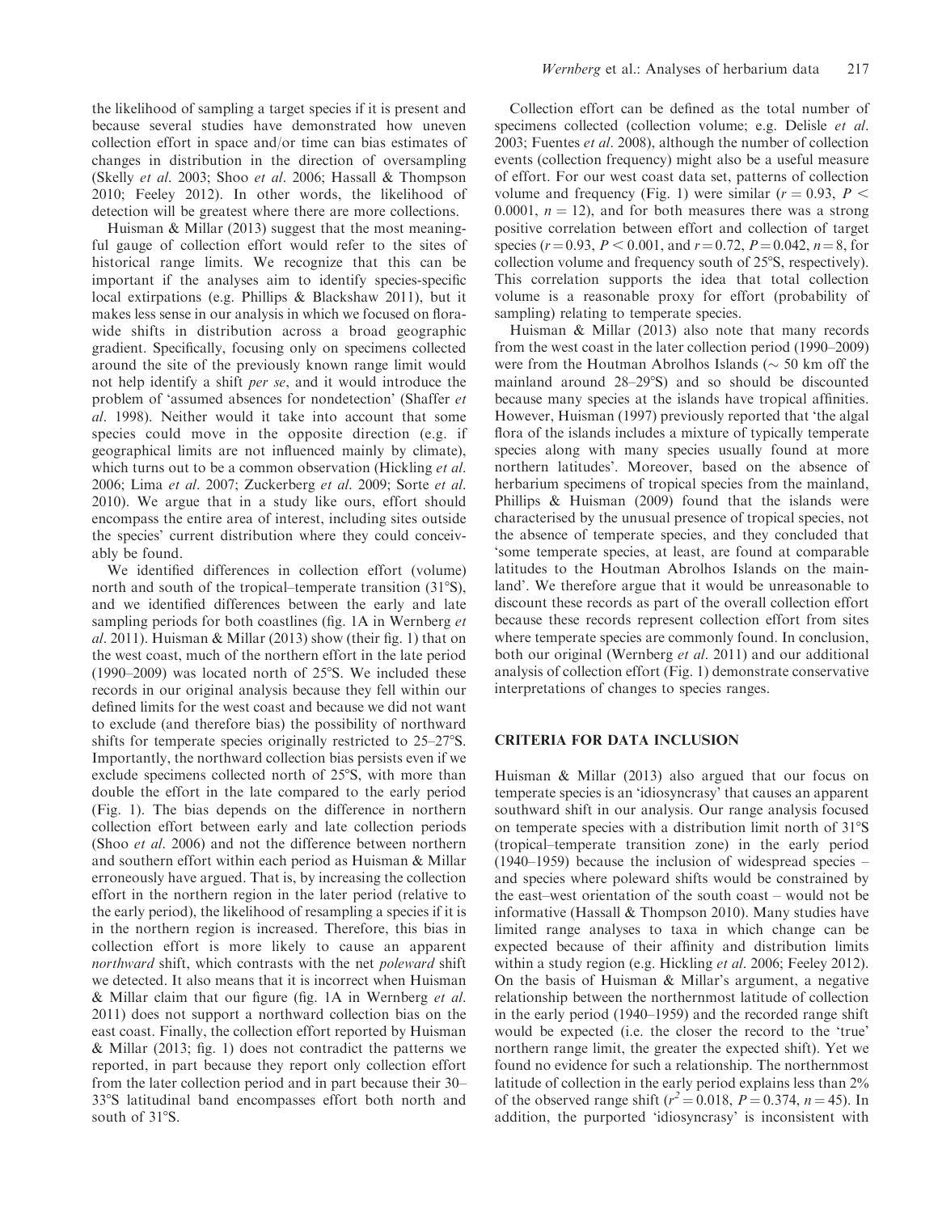the likelihood of sampling a target species if it is present and because several studies have demonstrated how uneven collection effort in space and/or time can bias estimates of changes in distribution in the direction of oversampling (Skelly *et al*. 2003; Shoo *et al*. 2006; Hassall & Thompson 2010; Feeley 2012). In other words, the likelihood of detection will be greatest where there are more collections.

Huisman & Millar (2013) suggest that the most meaningful gauge of collection effort would refer to the sites of historical range limits. We recognize that this can be important if the analyses aim to identify species-specific local extirpations (e.g. Phillips & Blackshaw 2011), but it makes less sense in our analysis in which we focused on flora-wide shifts in distribution across a broad geographic gradient. Specifically, focusing only on specimens collected around the site of the previously known range limit would not help identify a shift *per se*, and it would introduce the problem of 'assumed absences for nondetection' (Shaffer *et al*. 1998). Neither would it take into account that some species could move in the opposite direction (e.g. if geographical limits are not influenced mainly by climate), which turns out to be a common observation (Hickling *et al*. 2006; Lima *et al*. 2007; Zuckerberg *et al*. 2009; Sorte *et al*. 2010). We argue that in a study like ours, effort should encompass the entire area of interest, including sites outside the species' current distribution where they could conceivably be found.

We identified differences in collection effort (volume) north and south of the tropical–temperate transition (31°S), and we identified differences between the early and late sampling periods for both coastlines (fig. 1A in Wernberg *et al*. 2011). Huisman & Millar (2013) show (their fig. 1) that on the west coast, much of the northern effort in the late period (1990–2009) was located north of 25°S. We included these records in our original analysis because they fell within our defined limits for the west coast and because we did not want to exclude (and therefore bias) the possibility of northward shifts for temperate species originally restricted to 25–27°S. Importantly, the northward collection bias persists even if we exclude specimens collected north of 25°S, with more than double the effort in the late compared to the early period (Fig. 1). The bias depends on the difference in northern collection effort between early and late collection periods (Shoo *et al*. 2006) and not the difference between northern and southern effort within each period as Huisman & Millar erroneously have argued. That is, by increasing the collection effort in the northern region in the later period (relative to the early period), the likelihood of resampling a species if it is in the northern region is increased. Therefore, this bias in collection effort is more likely to cause an apparent *northward* shift, which contrasts with the net *poleward* shift we detected. It also means that it is incorrect when Huisman & Millar claim that our figure (fig. 1A in Wernberg *et al*. 2011) does not support a northward collection bias on the east coast. Finally, the collection effort reported by Huisman & Millar (2013; fig. 1) does not contradict the patterns we reported, in part because they report only collection effort from the later collection period and in part because their 30–33°S latitudinal band encompasses effort both north and south of 31°S.

Collection effort can be defined as the total number of specimens collected (collection volume; e.g. Delisle *et al*. 2003; Fuentes *et al*. 2008), although the number of collection events (collection frequency) might also be a useful measure of effort. For our west coast data set, patterns of collection volume and frequency (Fig. 1) were similar ($r = 0.93$, $P < 0.0001$, $n = 12$), and for both measures there was a strong positive correlation between effort and collection of target species ($r = 0.93$, $P < 0.001$, and $r = 0.72$, $P = 0.042$, $n = 8$, for collection volume and frequency south of 25°S, respectively). This correlation supports the idea that total collection volume is a reasonable proxy for effort (probability of sampling) relating to temperate species.

Huisman & Millar (2013) also note that many records from the west coast in the later collection period (1990–2009) were from the Houtman Abrolhos Islands (~ 50 km off the mainland around 28–29°S) and so should be discounted because many species at the islands have tropical affinities. However, Huisman (1997) previously reported that 'the algal flora of the islands includes a mixture of typically temperate species along with many species usually found at more northern latitudes'. Moreover, based on the absence of herbarium specimens of tropical species from the mainland, Phillips & Huisman (2009) found that the islands were characterised by the unusual presence of tropical species, not the absence of temperate species, and they concluded that 'some temperate species, at least, are found at comparable latitudes to the Houtman Abrolhos Islands on the mainland'. We therefore argue that it would be unreasonable to discount these records as part of the overall collection effort because these records represent collection effort from sites where temperate species are commonly found. In conclusion, both our original (Wernberg *et al*. 2011) and our additional analysis of collection effort (Fig. 1) demonstrate conservative interpretations of changes to species ranges.

## CRITERIA FOR DATA INCLUSION

Huisman & Millar (2013) also argued that our focus on temperate species is an 'idiosyncrasy' that causes an apparent southward shift in our analysis. Our range analysis focused on temperate species with a distribution limit north of 31°S (tropical–temperate transition zone) in the early period (1940–1959) because the inclusion of widespread species – and species where poleward shifts would be constrained by the east–west orientation of the south coast – would not be informative (Hassall & Thompson 2010). Many studies have limited range analyses to taxa in which change can be expected because of their affinity and distribution limits within a study region (e.g. Hickling *et al*. 2006; Feeley 2012). On the basis of Huisman & Millar's argument, a negative relationship between the northernmost latitude of collection in the early period (1940–1959) and the recorded range shift would be expected (i.e. the closer the record to the 'true' northern range limit, the greater the expected shift). Yet we found no evidence for such a relationship. The northernmost latitude of collection in the early period explains less than 2% of the observed range shift ($r^2 = 0.018$, $P = 0.374$, $n = 45$). In addition, the purported 'idiosyncrasy' is inconsistent with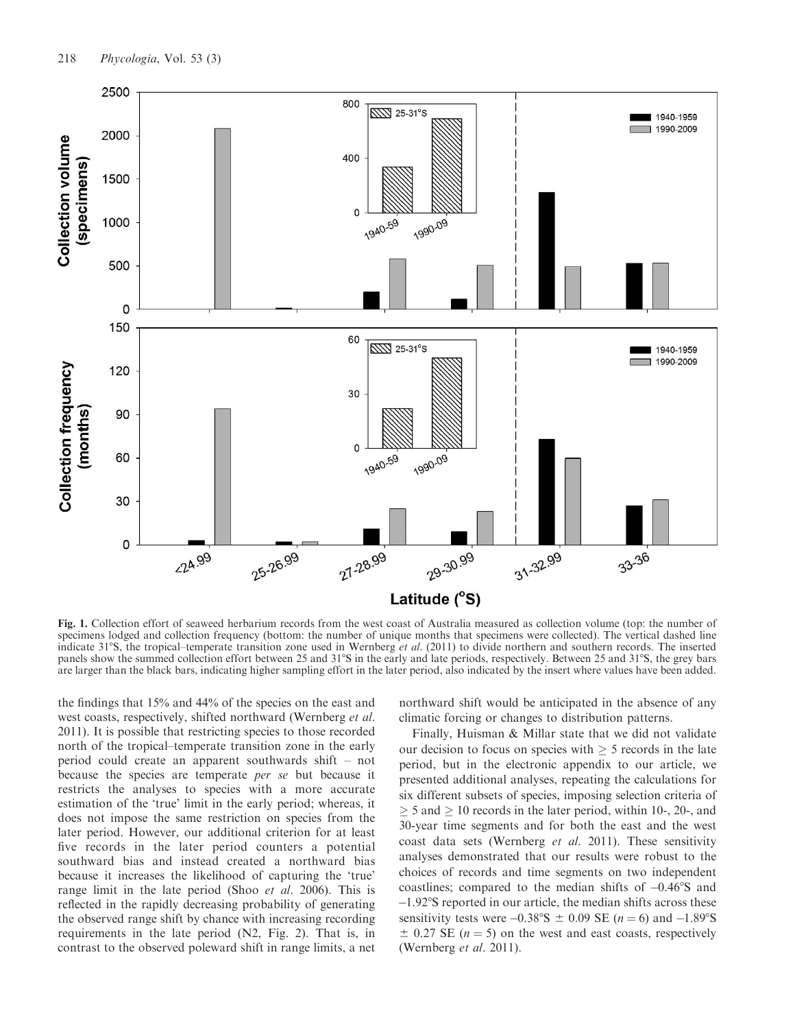**Fig. 1.** Collection effort of seaweed herbarium records from the west coast of Australia measured as collection volume (top: the number of specimens lodged and collection frequency (bottom: the number of unique months that specimens were collected). The vertical dashed line indicate 31°S, the tropical–temperate transition zone used in Wernberg *et al*. (2011) to divide northern and southern records. The inserted panels show the summed collection effort between 25 and 31°S in the early and late periods, respectively. Between 25 and 31°S, the grey bars are larger than the black bars, indicating higher sampling effort in the later period, also indicated by the insert where values have been added.

the findings that 15% and 44% of the species on the east and west coasts, respectively, shifted northward (Wernberg *et al*. 2011). It is possible that restricting species to those recorded north of the tropical–temperate transition zone in the early period could create an apparent southwards shift – not because the species are temperate *per se* but because it restricts the analyses to species with a more accurate estimation of the 'true' limit in the early period; whereas, it does not impose the same restriction on species from the later period. However, our additional criterion for at least five records in the later period counters a potential southward bias and instead created a northward bias because it increases the likelihood of capturing the 'true' range limit in the late period (Shoo *et al*. 2006). This is reflected in the rapidly decreasing probability of generating the observed range shift by chance with increasing recording requirements in the late period (N2, Fig. 2). That is, in contrast to the observed poleward shift in range limits, a net northward shift would be anticipated in the absence of any climatic forcing or changes to distribution patterns.

Finally, Huisman & Millar state that we did not validate our decision to focus on species with $\geq 5$ records in the late period, but in the electronic appendix to our article, we presented additional analyses, repeating the calculations for six different subsets of species, imposing selection criteria of $\geq 5$ and $\geq 10$ records in the later period, within 10-, 20-, and 30-year time segments and for both the east and the west coast data sets (Wernberg *et al*. 2011). These sensitivity analyses demonstrated that our results were robust to the choices of records and time segments on two independent coastlines; compared to the median shifts of –0.46°S and –1.92°S reported in our article, the median shifts across these sensitivity tests were –0.38°S $\pm$ 0.09 SE ($n = 6$) and –1.89°S $\pm$ 0.27 SE ($n = 5$) on the west and east coasts, respectively (Wernberg *et al*. 2011).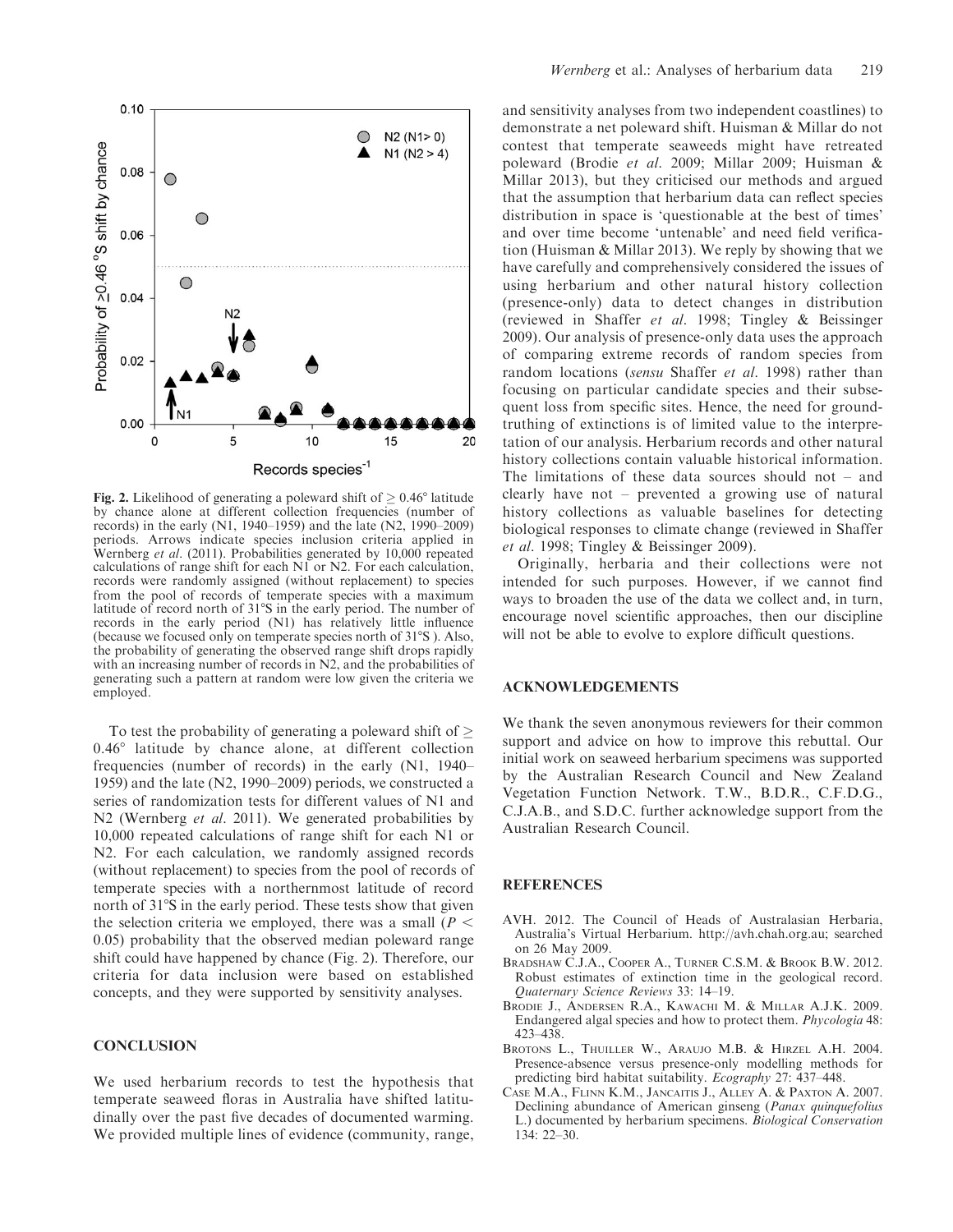Fig. 2. Likelihood of generating a poleward shift of $\geq 0.46°$ latitude by chance alone at different collection frequencies (number of records) in the early (N1, 1940–1959) and the late (N2, 1990–2009) periods. Arrows indicate species inclusion criteria applied in Wernberg *et al*. (2011). Probabilities generated by 10,000 repeated calculations of range shift for each N1 or N2. For each calculation, records were randomly assigned (without replacement) to species from the pool of records of temperate species with a maximum latitude of record north of 31°S in the early period. The number of records in the early period (N1) has relatively little influence (because we focused only on temperate species north of 31°S ). Also, the probability of generating the observed range shift drops rapidly with an increasing number of records in N2, and the probabilities of generating such a pattern at random were low given the criteria we employed.

To test the probability of generating a poleward shift of $\geq 0.46°$ latitude by chance alone, at different collection frequencies (number of records) in the early (N1, 1940–1959) and the late (N2, 1990–2009) periods, we constructed a series of randomization tests for different values of N1 and N2 (Wernberg *et al*. 2011). We generated probabilities by 10,000 repeated calculations of range shift for each N1 or N2. For each calculation, we randomly assigned records (without replacement) to species from the pool of records of temperate species with a northernmost latitude of record north of 31°S in the early period. These tests show that given the selection criteria we employed, there was a small ($P < 0.05$) probability that the observed median poleward range shift could have happened by chance (Fig. 2). Therefore, our criteria for data inclusion were based on established concepts, and they were supported by sensitivity analyses.

## CONCLUSION

We used herbarium records to test the hypothesis that temperate seaweed floras in Australia have shifted latitudinally over the past five decades of documented warming. We provided multiple lines of evidence (community, range, and sensitivity analyses from two independent coastlines) to demonstrate a net poleward shift. Huisman & Millar do not contest that temperate seaweeds might have retreated poleward (Brodie *et al*. 2009; Millar 2009; Huisman & Millar 2013), but they criticised our methods and argued that the assumption that herbarium data can reflect species distribution in space is 'questionable at the best of times' and over time become 'untenable' and need field verification (Huisman & Millar 2013). We reply by showing that we have carefully and comprehensively considered the issues of using herbarium and other natural history collection (presence-only) data to detect changes in distribution (reviewed in Shaffer *et al*. 1998; Tingley & Beissinger 2009). Our analysis of presence-only data uses the approach of comparing extreme records of random species from random locations (*sensu* Shaffer *et al*. 1998) rather than focusing on particular candidate species and their subsequent loss from specific sites. Hence, the need for ground-truthing of extinctions is of limited value to the interpretation of our analysis. Herbarium records and other natural history collections contain valuable historical information. The limitations of these data sources should not – and clearly have not – prevented a growing use of natural history collections as valuable baselines for detecting biological responses to climate change (reviewed in Shaffer *et al*. 1998; Tingley & Beissinger 2009).

Originally, herbaria and their collections were not intended for such purposes. However, if we cannot find ways to broaden the use of the data we collect and, in turn, encourage novel scientific approaches, then our discipline will not be able to evolve to explore difficult questions.

## ACKNOWLEDGEMENTS

We thank the seven anonymous reviewers for their common support and advice on how to improve this rebuttal. Our initial work on seaweed herbarium specimens was supported by the Australian Research Council and New Zealand Vegetation Function Network. T.W., B.D.R., C.F.D.G., C.J.A.B., and S.D.C. further acknowledge support from the Australian Research Council.

## REFERENCES

AVH. 2012. The Council of Heads of Australasian Herbaria, Australia's Virtual Herbarium. http://avh.chah.org.au; searched on 26 May 2009.

Bradshaw C.J.A., Cooper A., Turner C.S.M. & Brook B.W. 2012. Robust estimates of extinction time in the geological record. *Quaternary Science Reviews* 33: 14–19.

Brodie J., Andersen R.A., Kawachi M. & Millar A.J.K. 2009. Endangered algal species and how to protect them. *Phycologia* 48: 423–438.

Brotons L., Thuiller W., Araujo M.B. & Hirzel A.H. 2004. Presence-absence versus presence-only modelling methods for predicting bird habitat suitability. *Ecography* 27: 437–448.

Case M.A., Flinn K.M., Jancaitis J., Alley A. & Paxton A. 2007. Declining abundance of American ginseng (*Panax quinquefolius* L.) documented by herbarium specimens. *Biological Conservation* 134: 22–30.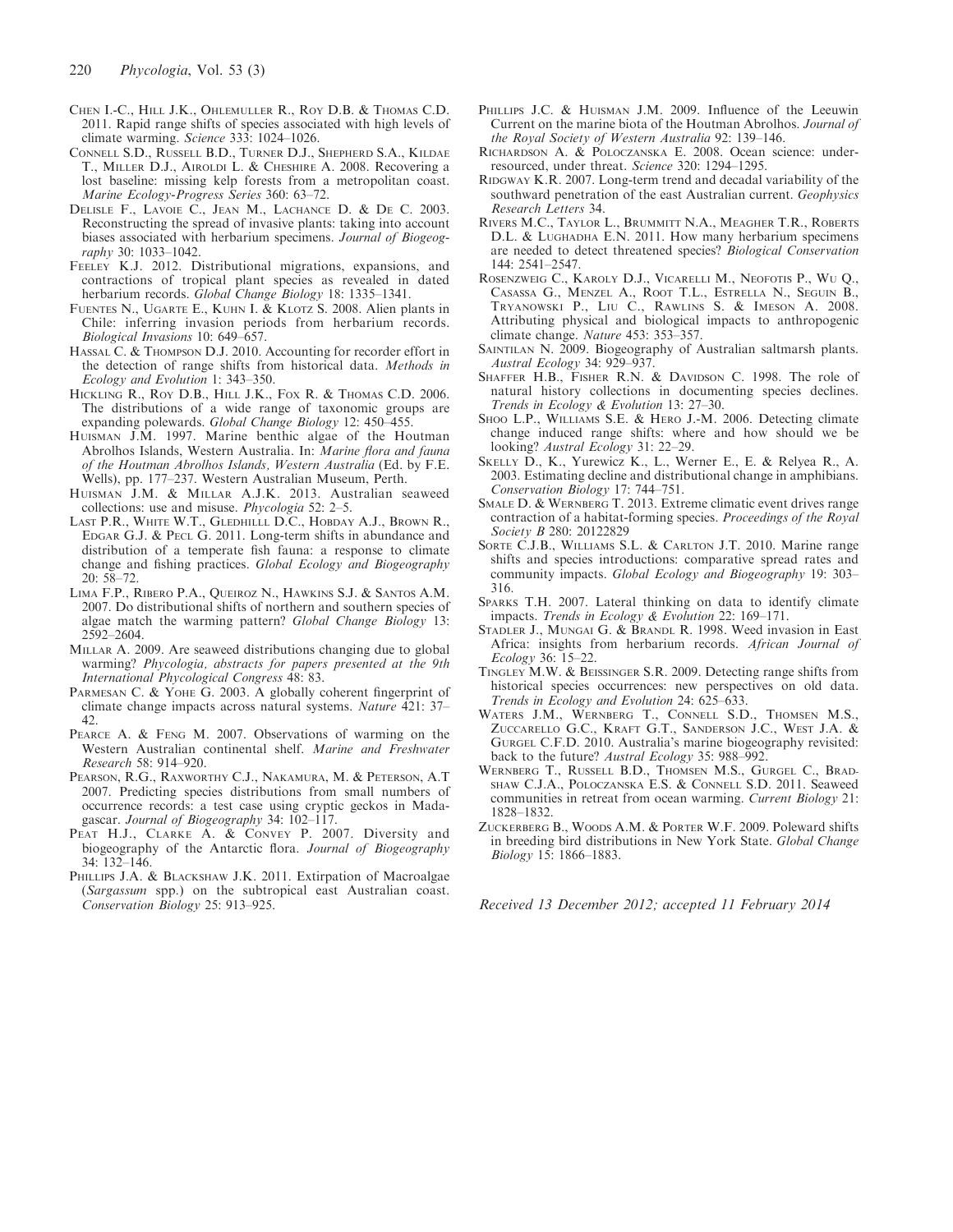Chen I.-C., Hill J.K., Ohlemuller R., Roy D.B. & Thomas C.D. 2011. Rapid range shifts of species associated with high levels of climate warming. *Science* 333: 1024–1026.

Connell S.D., Russell B.D., Turner D.J., Shepherd S.A., Kildae T., Miller D.J., Airoldi L. & Cheshire A. 2008. Recovering a lost baseline: missing kelp forests from a metropolitan coast. *Marine Ecology-Progress Series* 360: 63–72.

Delisle F., Lavoie C., Jean M., Lachance D. & De C. 2003. Reconstructing the spread of invasive plants: taking into account biases associated with herbarium specimens. *Journal of Biogeography* 30: 1033–1042.

Feeley K.J. 2012. Distributional migrations, expansions, and contractions of tropical plant species as revealed in dated herbarium records. *Global Change Biology* 18: 1335–1341.

Fuentes N., Ugarte E., Kuhn I. & Klotz S. 2008. Alien plants in Chile: inferring invasion periods from herbarium records. *Biological Invasions* 10: 649–657.

Hassal C. & Thompson D.J. 2010. Accounting for recorder effort in the detection of range shifts from historical data. *Methods in Ecology and Evolution* 1: 343–350.

Hickling R., Roy D.B., Hill J.K., Fox R. & Thomas C.D. 2006. The distributions of a wide range of taxonomic groups are expanding polewards. *Global Change Biology* 12: 450–455.

Huisman J.M. 1997. Marine benthic algae of the Houtman Abrolhos Islands, Western Australia. In: *Marine flora and fauna of the Houtman Abrolhos Islands, Western Australia* (Ed. by F.E. Wells), pp. 177–237. Western Australian Museum, Perth.

Huisman J.M. & Millar A.J.K. 2013. Australian seaweed collections: use and misuse. *Phycologia* 52: 2–5.

Last P.R., White W.T., Gledhilll D.C., Hobday A.J., Brown R., Edgar G.J. & Pecl G. 2011. Long-term shifts in abundance and distribution of a temperate fish fauna: a response to climate change and fishing practices. *Global Ecology and Biogeography* 20: 58–72.

Lima F.P., Ribero P.A., Queiroz N., Hawkins S.J. & Santos A.M. 2007. Do distributional shifts of northern and southern species of algae match the warming pattern? *Global Change Biology* 13: 2592–2604.

Millar A. 2009. Are seaweed distributions changing due to global warming? *Phycologia, abstracts for papers presented at the 9th International Phycological Congress* 48: 83.

Parmesan C. & Yohe G. 2003. A globally coherent fingerprint of climate change impacts across natural systems. *Nature* 421: 37–42.

Pearce A. & Feng M. 2007. Observations of warming on the Western Australian continental shelf. *Marine and Freshwater Research* 58: 914–920.

Pearson, R.G., Raxworthy C.J., Nakamura, M. & Peterson, A.T 2007. Predicting species distributions from small numbers of occurrence records: a test case using cryptic geckos in Madagascar. *Journal of Biogeography* 34: 102–117.

Peat H.J., Clarke A. & Convey P. 2007. Diversity and biogeography of the Antarctic flora. *Journal of Biogeography* 34: 132–146.

Phillips J.A. & Blackshaw J.K. 2011. Extirpation of Macroalgae (*Sargassum* spp.) on the subtropical east Australian coast. *Conservation Biology* 25: 913–925.

Phillips J.C. & Huisman J.M. 2009. Influence of the Leeuwin Current on the marine biota of the Houtman Abrolhos. *Journal of the Royal Society of Western Australia* 92: 139–146.

Richardson A. & Poloczanska E. 2008. Ocean science: under-resourced, under threat. *Science* 320: 1294–1295.

Ridgway K.R. 2007. Long-term trend and decadal variability of the southward penetration of the east Australian current. *Geophysics Research Letters* 34.

Rivers M.C., Taylor L., Brummitt N.A., Meagher T.R., Roberts D.L. & Lughadha E.N. 2011. How many herbarium specimens are needed to detect threatened species? *Biological Conservation* 144: 2541–2547.

Rosenzweig C., Karoly D.J., Vicarelli M., Neofotis P., Wu Q., Casassa G., Menzel A., Root T.L., Estrella N., Seguin B., Tryanowski P., Liu C., Rawlins S. & Imeson A. 2008. Attributing physical and biological impacts to anthropogenic climate change. *Nature* 453: 353–357.

Saintilan N. 2009. Biogeography of Australian saltmarsh plants. *Austral Ecology* 34: 929–937.

Shaffer H.B., Fisher R.N. & Davidson C. 1998. The role of natural history collections in documenting species declines. *Trends in Ecology & Evolution* 13: 27–30.

Shoo L.P., Williams S.E. & Hero J.-M. 2006. Detecting climate change induced range shifts: where and how should we be looking? *Austral Ecology* 31: 22–29.

Skelly D., K., Yurewicz K., L., Werner E., E. & Relyea R., A. 2003. Estimating decline and distributional change in amphibians. *Conservation Biology* 17: 744–751.

Smale D. & Wernberg T. 2013. Extreme climatic event drives range contraction of a habitat-forming species. *Proceedings of the Royal Society B* 280: 20122829

Sorte C.J.B., Williams S.L. & Carlton J.T. 2010. Marine range shifts and species introductions: comparative spread rates and community impacts. *Global Ecology and Biogeography* 19: 303–316.

Sparks T.H. 2007. Lateral thinking on data to identify climate impacts. *Trends in Ecology & Evolution* 22: 169–171.

Stadler J., Mungai G. & Brandl R. 1998. Weed invasion in East Africa: insights from herbarium records. *African Journal of Ecology* 36: 15–22.

Tingley M.W. & Beissinger S.R. 2009. Detecting range shifts from historical species occurrences: new perspectives on old data. *Trends in Ecology and Evolution* 24: 625–633.

Waters J.M., Wernberg T., Connell S.D., Thomsen M.S., Zuccarello G.C., Kraft G.T., Sanderson J.C., West J.A. & Gurgel C.F.D. 2010. Australia's marine biogeography revisited: back to the future? *Austral Ecology* 35: 988–992.

Wernberg T., Russell B.D., Thomsen M.S., Gurgel C., Bradshaw C.J.A., Poloczanska E.S. & Connell S.D. 2011. Seaweed communities in retreat from ocean warming. *Current Biology* 21: 1828–1832.

Zuckerberg B., Woods A.M. & Porter W.F. 2009. Poleward shifts in breeding bird distributions in New York State. *Global Change Biology* 15: 1866–1883.

*Received 13 December 2012; accepted 11 February 2014*